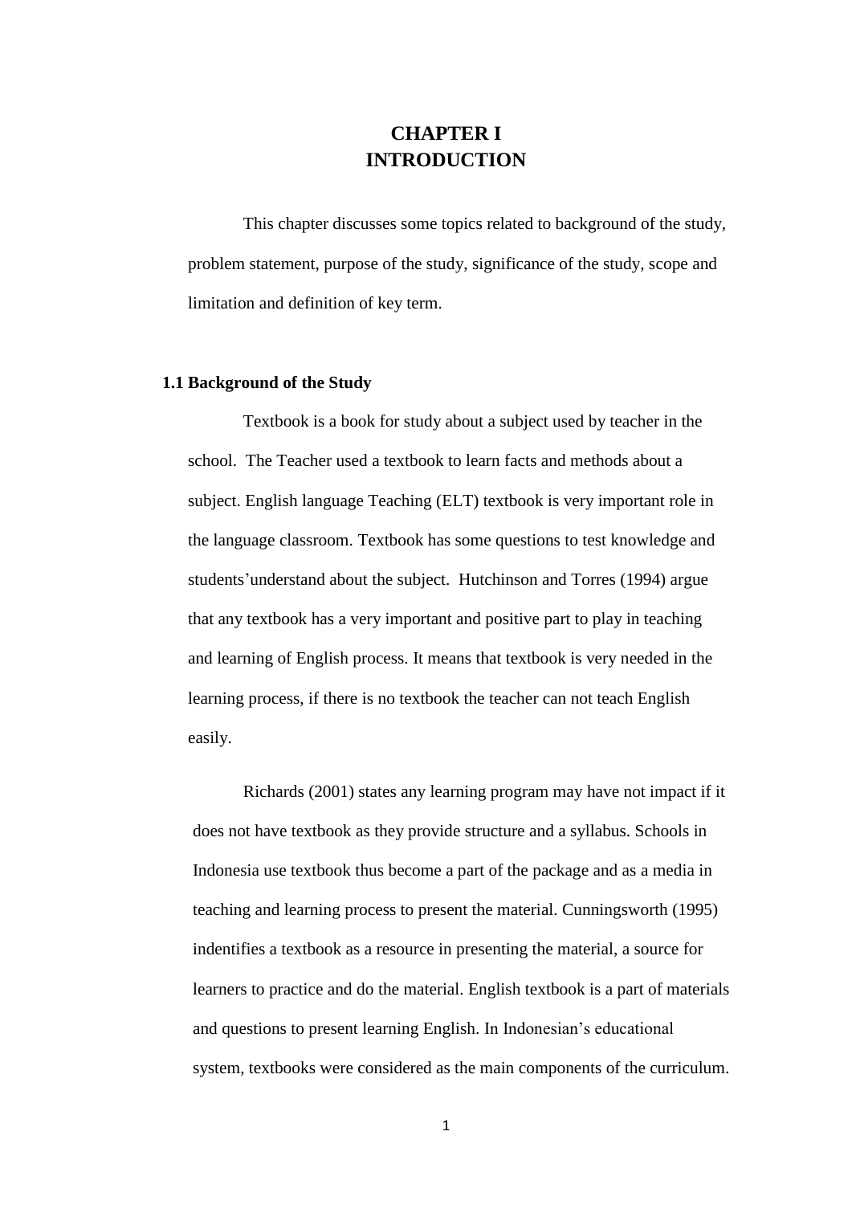# CHAPTER I
# INTRODUCTION

This chapter discusses some topics related to background of the study, problem statement, purpose of the study, significance of the study, scope and limitation and definition of key term.

## 1.1 Background of the Study

Textbook is a book for study about a subject used by teacher in the school. The Teacher used a textbook to learn facts and methods about a subject. English language Teaching (ELT) textbook is very important role in the language classroom. Textbook has some questions to test knowledge and students'understand about the subject. Hutchinson and Torres (1994) argue that any textbook has a very important and positive part to play in teaching and learning of English process. It means that textbook is very needed in the learning process, if there is no textbook the teacher can not teach English easily.

Richards (2001) states any learning program may have not impact if it does not have textbook as they provide structure and a syllabus. Schools in Indonesia use textbook thus become a part of the package and as a media in teaching and learning process to present the material. Cunningsworth (1995) indentifies a textbook as a resource in presenting the material, a source for learners to practice and do the material. English textbook is a part of materials and questions to present learning English. In Indonesian's educational system, textbooks were considered as the main components of the curriculum.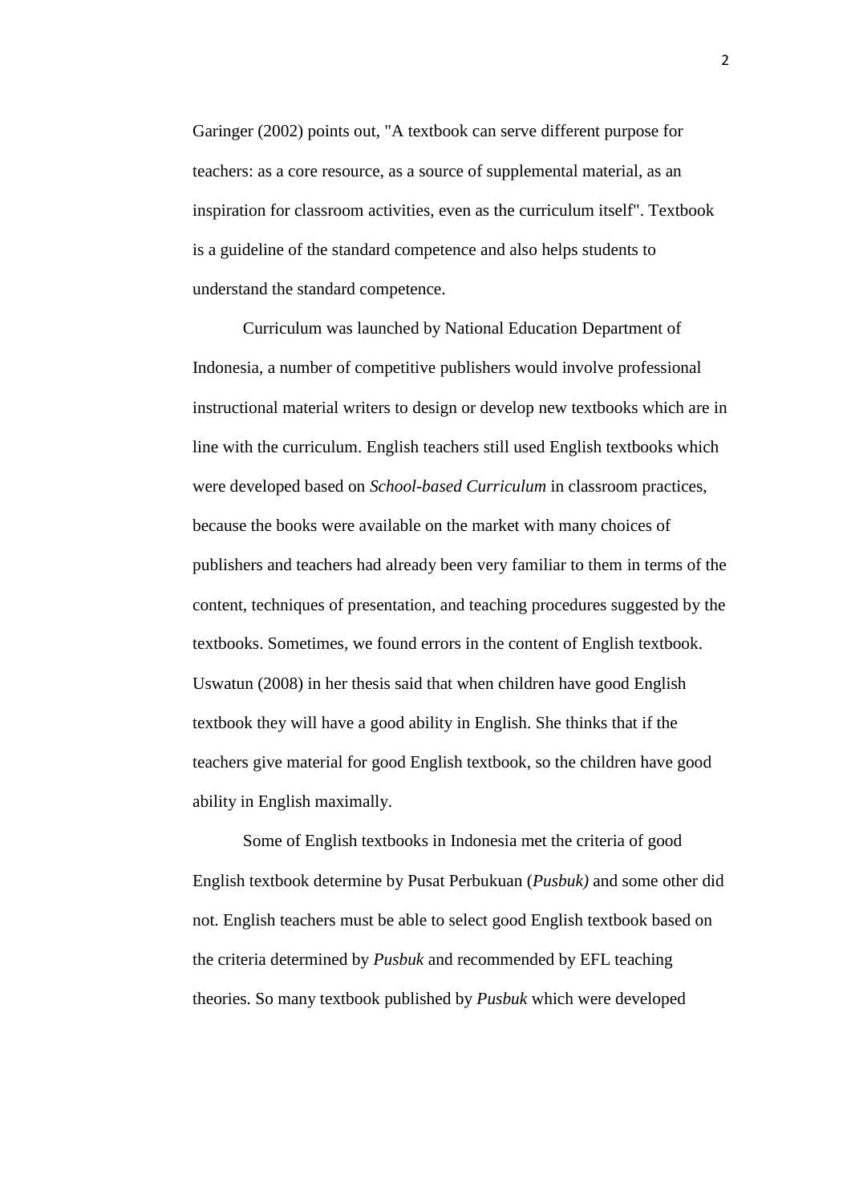Garinger (2002) points out, "A textbook can serve different purpose for teachers: as a core resource, as a source of supplemental material, as an inspiration for classroom activities, even as the curriculum itself". Textbook is a guideline of the standard competence and also helps students to understand the standard competence.

Curriculum was launched by National Education Department of Indonesia, a number of competitive publishers would involve professional instructional material writers to design or develop new textbooks which are in line with the curriculum. English teachers still used English textbooks which were developed based on *School-based Curriculum* in classroom practices, because the books were available on the market with many choices of publishers and teachers had already been very familiar to them in terms of the content, techniques of presentation, and teaching procedures suggested by the textbooks. Sometimes, we found errors in the content of English textbook. Uswatun (2008) in her thesis said that when children have good English textbook they will have a good ability in English. She thinks that if the teachers give material for good English textbook, so the children have good ability in English maximally.

Some of English textbooks in Indonesia met the criteria of good English textbook determine by Pusat Perbukuan (*Pusbuk)* and some other did not. English teachers must be able to select good English textbook based on the criteria determined by *Pusbuk* and recommended by EFL teaching theories. So many textbook published by *Pusbuk* which were developed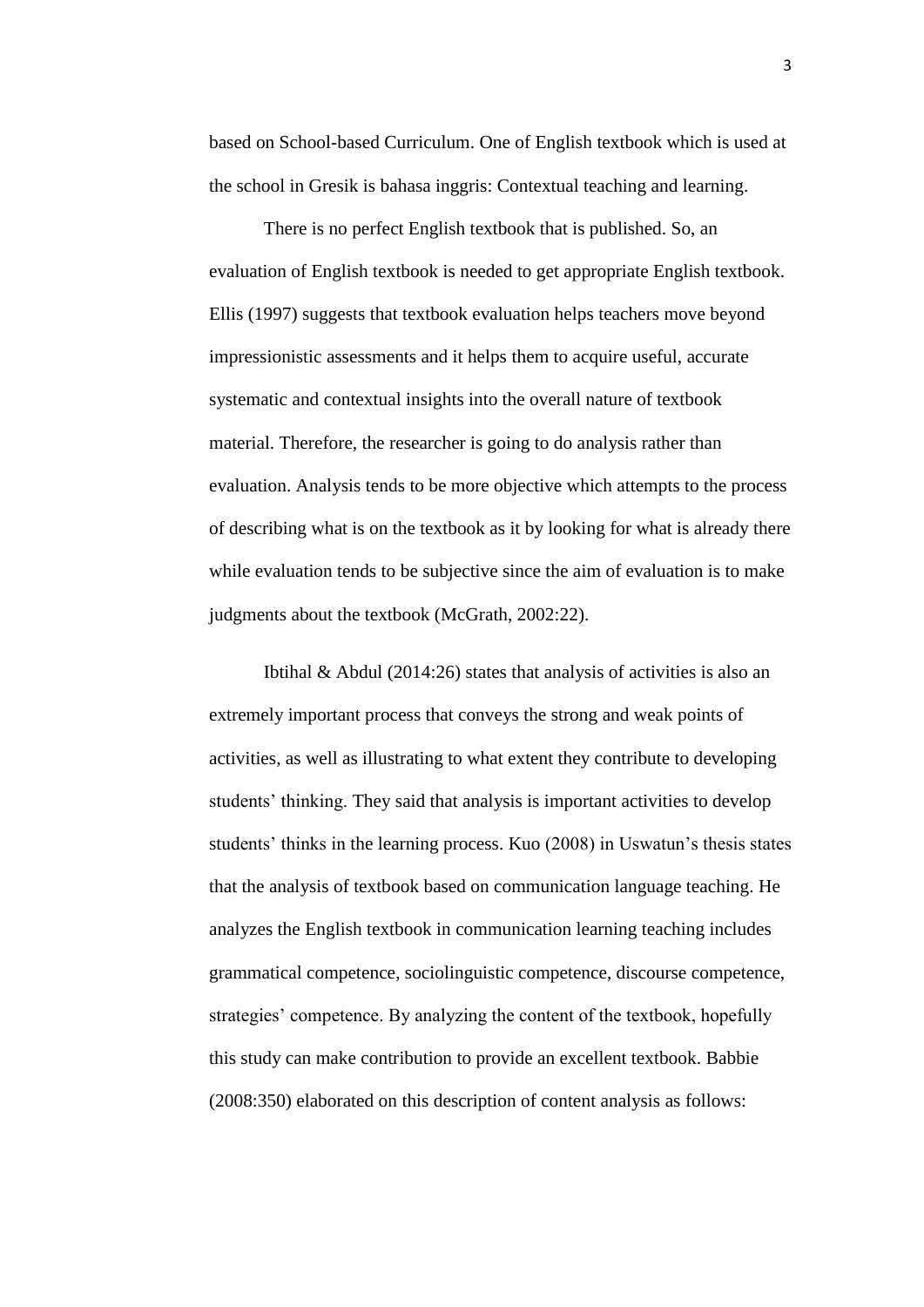based on School-based Curriculum. One of English textbook which is used at the school in Gresik is bahasa inggris: Contextual teaching and learning.

There is no perfect English textbook that is published. So, an evaluation of English textbook is needed to get appropriate English textbook. Ellis (1997) suggests that textbook evaluation helps teachers move beyond impressionistic assessments and it helps them to acquire useful, accurate systematic and contextual insights into the overall nature of textbook material. Therefore, the researcher is going to do analysis rather than evaluation. Analysis tends to be more objective which attempts to the process of describing what is on the textbook as it by looking for what is already there while evaluation tends to be subjective since the aim of evaluation is to make judgments about the textbook (McGrath, 2002:22).

Ibtihal & Abdul (2014:26) states that analysis of activities is also an extremely important process that conveys the strong and weak points of activities, as well as illustrating to what extent they contribute to developing students' thinking. They said that analysis is important activities to develop students' thinks in the learning process. Kuo (2008) in Uswatun's thesis states that the analysis of textbook based on communication language teaching. He analyzes the English textbook in communication learning teaching includes grammatical competence, sociolinguistic competence, discourse competence, strategies' competence. By analyzing the content of the textbook, hopefully this study can make contribution to provide an excellent textbook. Babbie (2008:350) elaborated on this description of content analysis as follows: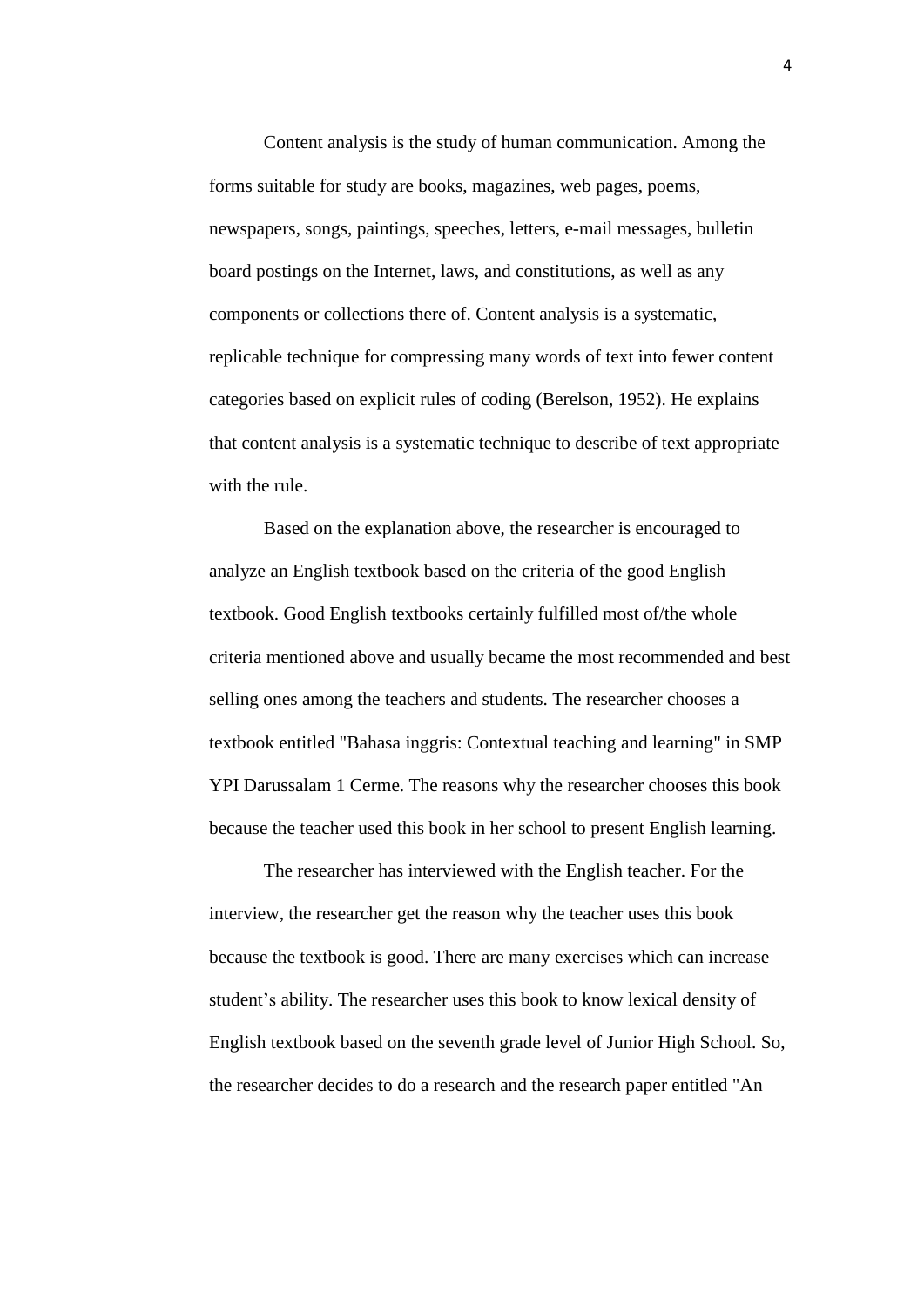Content analysis is the study of human communication. Among the forms suitable for study are books, magazines, web pages, poems, newspapers, songs, paintings, speeches, letters, e-mail messages, bulletin board postings on the Internet, laws, and constitutions, as well as any components or collections there of. Content analysis is a systematic, replicable technique for compressing many words of text into fewer content categories based on explicit rules of coding (Berelson, 1952). He explains that content analysis is a systematic technique to describe of text appropriate with the rule.

Based on the explanation above, the researcher is encouraged to analyze an English textbook based on the criteria of the good English textbook. Good English textbooks certainly fulfilled most of/the whole criteria mentioned above and usually became the most recommended and best selling ones among the teachers and students. The researcher chooses a textbook entitled "Bahasa inggris: Contextual teaching and learning" in SMP YPI Darussalam 1 Cerme. The reasons why the researcher chooses this book because the teacher used this book in her school to present English learning.

The researcher has interviewed with the English teacher. For the interview, the researcher get the reason why the teacher uses this book because the textbook is good. There are many exercises which can increase student's ability. The researcher uses this book to know lexical density of English textbook based on the seventh grade level of Junior High School. So, the researcher decides to do a research and the research paper entitled "An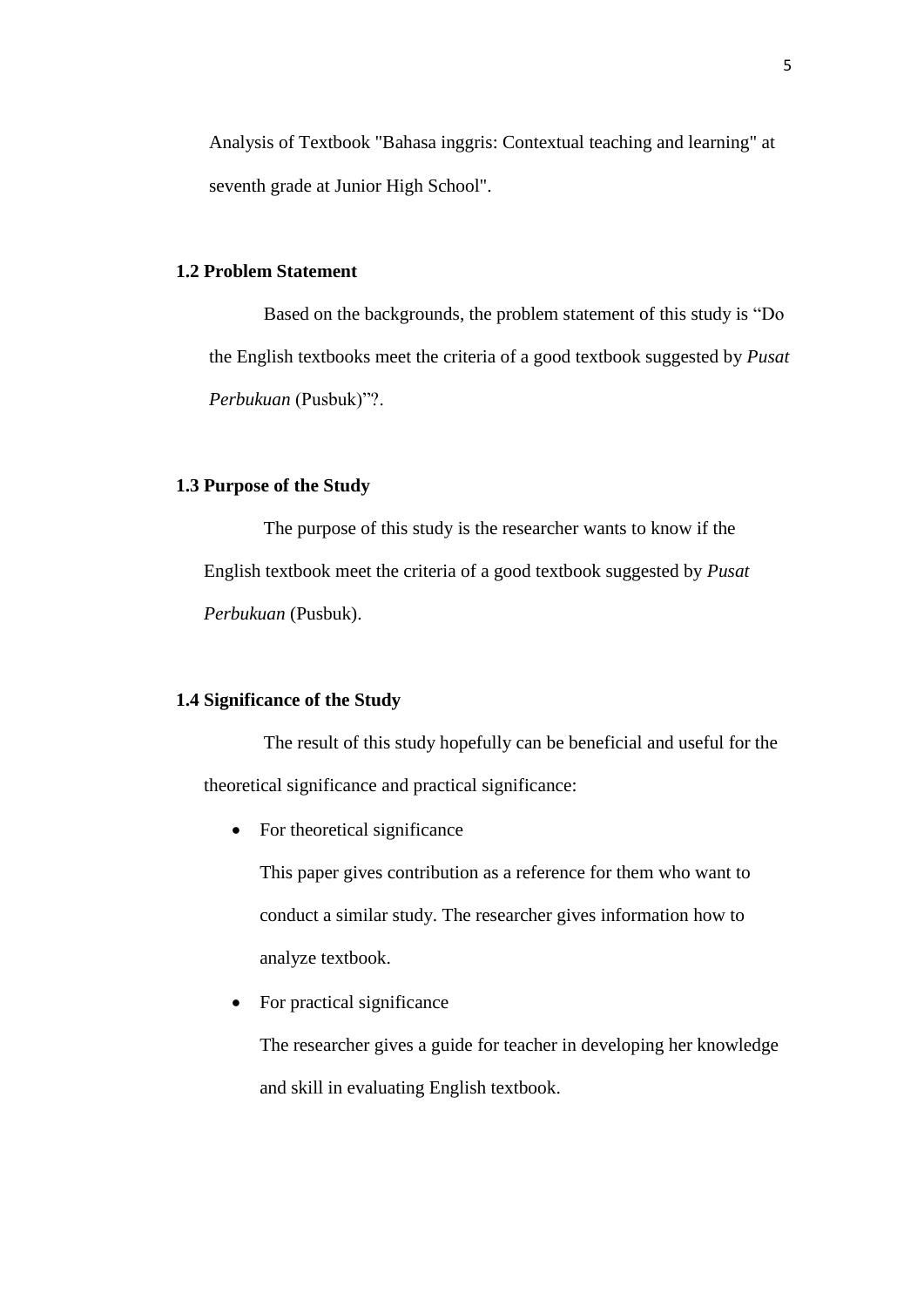Analysis of Textbook "Bahasa inggris: Contextual teaching and learning" at seventh grade at Junior High School".

### 1.2 Problem Statement

Based on the backgrounds, the problem statement of this study is "Do the English textbooks meet the criteria of a good textbook suggested by *Pusat Perbukuan* (Pusbuk)"?.

### 1.3 Purpose of the Study

The purpose of this study is the researcher wants to know if the English textbook meet the criteria of a good textbook suggested by *Pusat Perbukuan* (Pusbuk).

### 1.4 Significance of the Study

The result of this study hopefully can be beneficial and useful for the theoretical significance and practical significance:

- For theoretical significance

  This paper gives contribution as a reference for them who want to conduct a similar study. The researcher gives information how to analyze textbook.

- For practical significance

  The researcher gives a guide for teacher in developing her knowledge and skill in evaluating English textbook.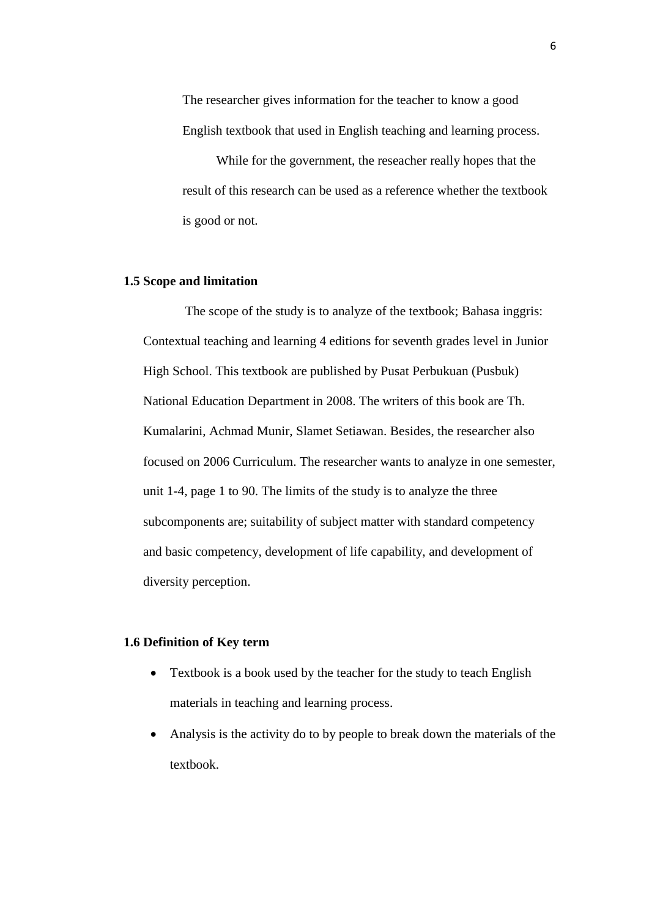The researcher gives information for the teacher to know a good English textbook that used in English teaching and learning process.

While for the government, the reseacher really hopes that the result of this research can be used as a reference whether the textbook is good or not.

### 1.5 Scope and limitation

The scope of the study is to analyze of the textbook; Bahasa inggris: Contextual teaching and learning 4 editions for seventh grades level in Junior High School. This textbook are published by Pusat Perbukuan (Pusbuk) National Education Department in 2008. The writers of this book are Th. Kumalarini, Achmad Munir, Slamet Setiawan. Besides, the researcher also focused on 2006 Curriculum. The researcher wants to analyze in one semester, unit 1-4, page 1 to 90. The limits of the study is to analyze the three subcomponents are; suitability of subject matter with standard competency and basic competency, development of life capability, and development of diversity perception.

### 1.6 Definition of Key term

- Textbook is a book used by the teacher for the study to teach English materials in teaching and learning process.
- Analysis is the activity do to by people to break down the materials of the textbook.